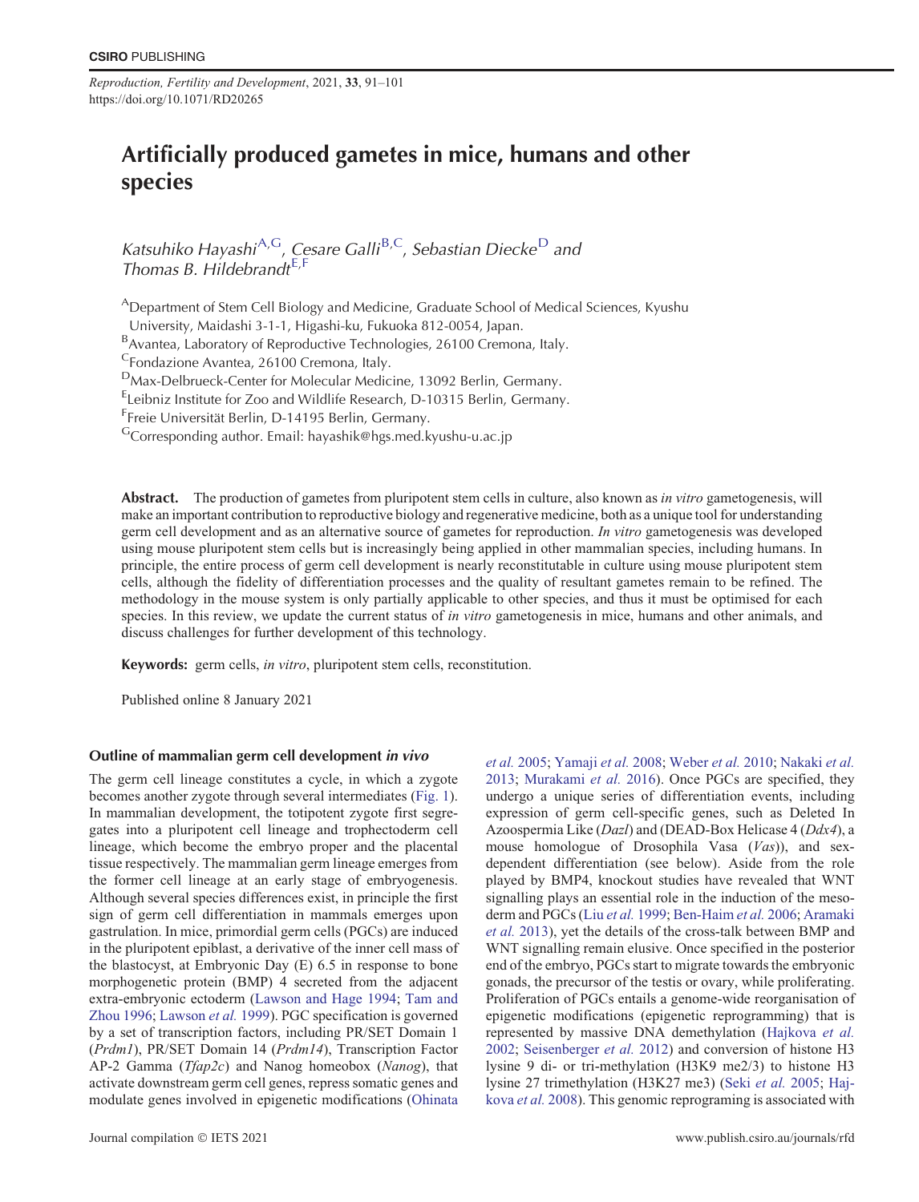# Artificially produced gametes in mice, humans and other species

*Katsuhiko Hayashi*[A,G], *Cesare Galli*[B,C], *Sebastian Diecke*[D] and *Thomas B. Hildebrandt*[E,F]

[A]Department of Stem Cell Biology and Medicine, Graduate School of Medical Sciences, Kyushu University, Maidashi 3-1-1, Higashi-ku, Fukuoka 812-0054, Japan.

[B]Avantea, Laboratory of Reproductive Technologies, 26100 Cremona, Italy.

[C]Fondazione Avantea, 26100 Cremona, Italy.

[D]Max-Delbrueck-Center for Molecular Medicine, 13092 Berlin, Germany.

[E]Leibniz Institute for Zoo and Wildlife Research, D-10315 Berlin, Germany.

[F]Freie Universität Berlin, D-14195 Berlin, Germany.

[G]Corresponding author. Email: hayashik@hgs.med.kyushu-u.ac.jp

**Abstract.** The production of gametes from pluripotent stem cells in culture, also known as *in vitro* gametogenesis, will make an important contribution to reproductive biology and regenerative medicine, both as a unique tool for understanding germ cell development and as an alternative source of gametes for reproduction. *In vitro* gametogenesis was developed using mouse pluripotent stem cells but is increasingly being applied in other mammalian species, including humans. In principle, the entire process of germ cell development is nearly reconstitutable in culture using mouse pluripotent stem cells, although the fidelity of differentiation processes and the quality of resultant gametes remain to be refined. The methodology in the mouse system is only partially applicable to other species, and thus it must be optimised for each species. In this review, we update the current status of *in vitro* gametogenesis in mice, humans and other animals, and discuss challenges for further development of this technology.

**Keywords:** germ cells, *in vitro*, pluripotent stem cells, reconstitution.

Published online 8 January 2021

## Outline of mammalian germ cell development *in vivo*

The germ cell lineage constitutes a cycle, in which a zygote becomes another zygote through several intermediates (Fig. 1). In mammalian development, the totipotent zygote first segregates into a pluripotent cell lineage and trophectoderm cell lineage, which become the embryo proper and the placental tissue respectively. The mammalian germ lineage emerges from the former cell lineage at an early stage of embryogenesis. Although several species differences exist, in principle the first sign of germ cell differentiation in mammals emerges upon gastrulation. In mice, primordial germ cells (PGCs) are induced in the pluripotent epiblast, a derivative of the inner cell mass of the blastocyst, at Embryonic Day (E) 6.5 in response to bone morphogenetic protein (BMP) 4 secreted from the adjacent extra-embryonic ectoderm (Lawson and Hage 1994; Tam and Zhou 1996; Lawson *et al.* 1999). PGC specification is governed by a set of transcription factors, including PR/SET Domain 1 (*Prdm1*), PR/SET Domain 14 (*Prdm14*), Transcription Factor AP-2 Gamma (*Tfap2c*) and Nanog homeobox (*Nanog*), that activate downstream germ cell genes, repress somatic genes and modulate genes involved in epigenetic modifications (Ohinata *et al.* 2005; Yamaji *et al.* 2008; Weber *et al.* 2010; Nakaki *et al.* 2013; Murakami *et al.* 2016). Once PGCs are specified, they undergo a unique series of differentiation events, including expression of germ cell-specific genes, such as Deleted In Azoospermia Like (*Dazl*) and (DEAD-Box Helicase 4 (*Ddx4*), a mouse homologue of Drosophila Vasa (*Vas*)), and sex-dependent differentiation (see below). Aside from the role played by BMP4, knockout studies have revealed that WNT signalling plays an essential role in the induction of the mesoderm and PGCs (Liu *et al.* 1999; Ben-Haim *et al.* 2006; Aramaki *et al.* 2013), yet the details of the cross-talk between BMP and WNT signalling remain elusive. Once specified in the posterior end of the embryo, PGCs start to migrate towards the embryonic gonads, the precursor of the testis or ovary, while proliferating. Proliferation of PGCs entails a genome-wide reorganisation of epigenetic modifications (epigenetic reprogramming) that is represented by massive DNA demethylation (Hajkova *et al.* 2002; Seisenberger *et al.* 2012) and conversion of histone H3 lysine 9 di- or tri-methylation (H3K9 me2/3) to histone H3 lysine 27 trimethylation (H3K27 me3) (Seki *et al.* 2005; Hajkova *et al.* 2008). This genomic reprograming is associated with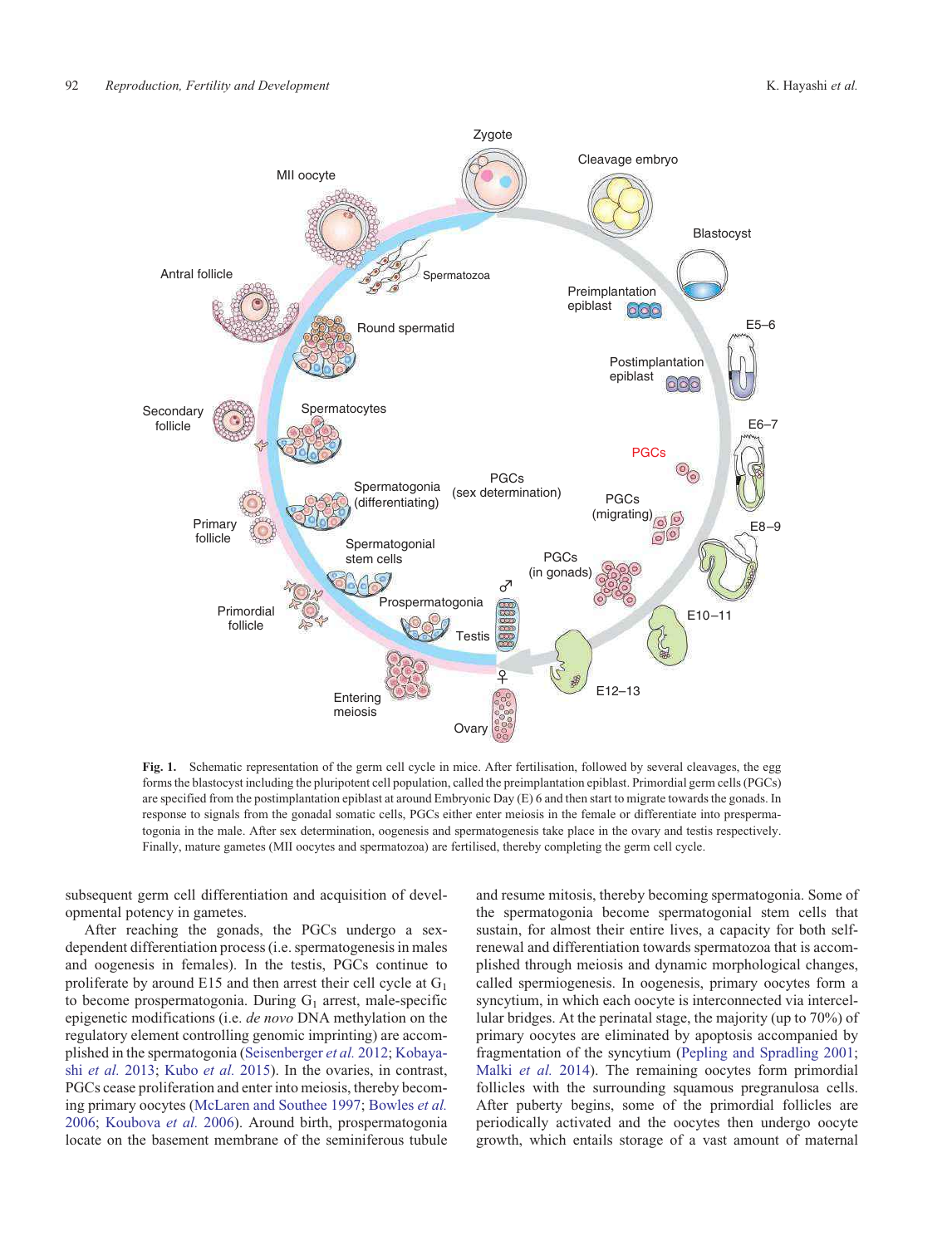**Fig. 1.** Schematic representation of the germ cell cycle in mice. After fertilisation, followed by several cleavages, the egg forms the blastocyst including the pluripotent cell population, called the preimplantation epiblast. Primordial germ cells (PGCs) are specified from the postimplantation epiblast at around Embryonic Day (E) 6 and then start to migrate towards the gonads. In response to signals from the gonadal somatic cells, PGCs either enter meiosis in the female or differentiate into prospermatogonia in the male. After sex determination, oogenesis and spermatogenesis take place in the ovary and testis respectively. Finally, mature gametes (MII oocytes and spermatozoa) are fertilised, thereby completing the germ cell cycle.

subsequent germ cell differentiation and acquisition of developmental potency in gametes.

After reaching the gonads, the PGCs undergo a sex-dependent differentiation process (i.e. spermatogenesis in males and oogenesis in females). In the testis, PGCs continue to proliferate by around E15 and then arrest their cell cycat at $G_1$ to become prospermatogonia. During $G_1$ arrest, male-specific epigenetic modifications (i.e. *de novo* DNA methylation on the regulatory element controlling genomic imprinting) are accomplished in the spermatogonia (Seisenberger *et al.* 2012; Kobayashi *et al.* 2013; Kubo *et al.* 2015). In the ovaries, in contrast, PGCs cease proliferation and enter into meiosis, thereby becoming primary oocytes (McLaren and Southee 1997; Bowles *et al.* 2006; Koubova *et al.* 2006). Around birth, prospermatogonia locate on the basement membrane of the seminiferous tubule and resume mitosis, thereby becoming spermatogonia. Some of the spermatogonia become spermatogonial stem cells that sustain, for almost their entire lives, a capacity for both self-renewal and differentiation towards spermatozoa that is accomplished through meiosis and dynamic morphological changes, called spermiogenesis. In oogenesis, primary oocytes form a syncytium, in which each oocyte is interconnected via intercellular bridges. At the perinatal stage, the majority (up to 70%) of primary oocytes are eliminated by apoptosis accompanied by fragmentation of the syncytium (Pepling and Spradling 2001; Malki *et al.* 2014). The remaining oocytes form primordial follicles with the surrounding squamous pregranulosa cells. After puberty begins, some of the primordial follicles are periodically activated and the oocytes then undergo oocyte growth, which entails storage of a vast amount of maternal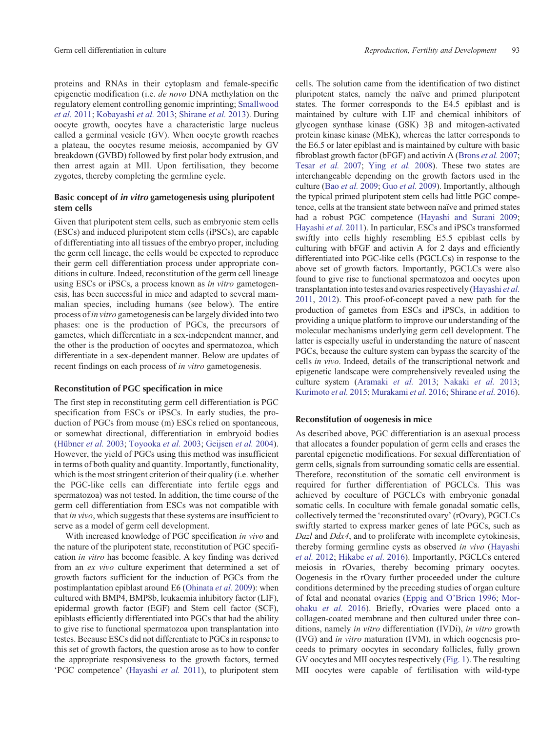proteins and RNAs in their cytoplasm and female-specific epigenetic modification (i.e. *de novo* DNA methylation on the regulatory element controlling genomic imprinting; Smallwood *et al.* 2011; Kobayashi *et al.* 2013; Shirane *et al.* 2013). During oocyte growth, oocytes have a characteristic large nucleus called a germinal vesicle (GV). When oocyte growth reaches a plateau, the oocytes resume meiosis, accompanied by GV breakdown (GVBD) followed by first polar body extrusion, and then arrest again at MII. Upon fertilisation, they become zygotes, thereby completing the germline cycle.

## Basic concept of *in vitro* gametogenesis using pluripotent stem cells

Given that pluripotent stem cells, such as embryonic stem cells (ESCs) and induced pluripotent stem cells (iPSCs), are capable of differentiating into all tissues of the embryo proper, including the germ cell lineage, the cells would be expected to reproduce their germ cell differentiation process under appropriate conditions in culture. Indeed, reconstitution of the germ cell lineage using ESCs or iPSCs, a process known as *in vitro* gametogenesis, has been successful in mice and adapted to several mammalian species, including humans (see below). The entire process of *in vitro* gametogenesis can be largely divided into two phases: one is the production of PGCs, the precursors of gametes, which differentiate in a sex-independent manner, and the other is the production of oocytes and spermatozoa, which differentiate in a sex-dependent manner. Below are updates of recent findings on each process of *in vitro* gametogenesis.

## Reconstitution of PGC specification in mice

The first step in reconstituting germ cell differentiation is PGC specification from ESCs or iPSCs. In early studies, the production of PGCs from mouse (m) ESCs relied on spontaneous, or somewhat directional, differentiation in embryoid bodies (Hübner *et al.* 2003; Toyooka *et al.* 2003; Geijsen *et al.* 2004). However, the yield of PGCs using this method was insufficient in terms of both quality and quantity. Importantly, functionality, which is the most stringent criterion of their quality (i.e. whether the PGC-like cells can differentiate into fertile eggs and spermatozoa) was not tested. In addition, the time course of the germ cell differentiation from ESCs was not compatible with that *in vivo*, which suggests that these systems are insufficient to serve as a model of germ cell development.

With increased knowledge of PGC specification *in vivo* and the nature of the pluripotent state, reconstitution of PGC specification *in vitro* has become feasible. A key finding was derived from an *ex vivo* culture experiment that determined a set of growth factors sufficient for the induction of PGCs from the postimplantation epiblast around E6 (Ohinata *et al.* 2009): when cultured with BMP4, BMP8b, leukaemia inhibitory factor (LIF), epidermal growth factor (EGF) and Stem cell factor (SCF), epiblasts efficiently differentiated into PGCs that had the ability to give rise to functional spermatozoa upon transplantation into testes. Because ESCs did not differentiate to PGCs in response to this set of growth factors, the question arose as to how to confer the appropriate responsiveness to the growth factors, termed 'PGC competence' (Hayashi *et al.* 2011), to pluripotent stem cells. The solution came from the identification of two distinct pluripotent states, namely the naïve and primed pluripotent states. The former corresponds to the E4.5 epiblast and is maintained by culture with LIF and chemical inhibitors of glycogen synthase kinase (GSK) 3β and mitogen-activated protein kinase kinase (MEK), whereas the latter corresponds to the E6.5 or later epiblast and is maintained by culture with basic fibroblast growth factor (bFGF) and activin A (Brons *et al.* 2007; Tesar *et al.* 2007; Ying *et al.* 2008). These two states are interchangeable depending on the growth factors used in the culture (Bao *et al.* 2009; Guo *et al.* 2009). Importantly, although the typical primed pluripotent stem cells had little PGC competence, cells at the transient state between naïve and primed states had a robust PGC competence (Hayashi and Surani 2009; Hayashi *et al.* 2011). In particular, ESCs and iPSCs transformed swiftly into cells highly resembling E5.5 epiblast cells by culturing with bFGF and activin A for 2 days and efficiently differentiated into PGC-like cells (PGCLCs) in response to the above set of growth factors. Importantly, PGCLCs were also found to give rise to functional spermatozoa and oocytes upon transplantation into testes and ovaries respectively (Hayashi *et al.* 2011, 2012). This proof-of-concept paved a new path for the production of gametes from ESCs and iPSCs, in addition to providing a unique platform to improve our understanding of the molecular mechanisms underlying germ cell development. The latter is especially useful in understanding the nature of nascent PGCs, because the culture system can bypass the scarcity of the cells *in vivo*. Indeed, details of the transcriptional network and epigenetic landscape were comprehensively revealed using the culture system (Aramaki *et al.* 2013; Nakaki *et al.* 2013; Kurimoto *et al.* 2015; Murakami *et al.* 2016; Shirane *et al.* 2016).

## Reconstitution of oogenesis in mice

As described above, PGC differentiation is an asexual process that allocates a founder population of germ cells and erases the parental epigenetic modifications. For sexual differentiation of germ cells, signals from surrounding somatic cells are essential. Therefore, reconstitution of the somatic cell environment is required for further differentiation of PGCLCs. This was achieved by coculture of PGCLCs with embryonic gonadal somatic cells. In coculture with female gonadal somatic cells, collectively termed the 'reconstituted ovary' (rOvary), PGCLCs swiftly started to express marker genes of late PGCs, such as *Dazl* and *Ddx4*, and to proliferate with incomplete cytokinesis, thereby forming germline cysts as observed *in vivo* (Hayashi *et al.* 2012; Hikabe *et al.* 2016). Importantly, PGCLCs entered meiosis in rOvaries, thereby becoming primary oocytes. Oogenesis in the rOvary further proceeded under the culture conditions determined by the preceding studies of organ culture of fetal and neonatal ovaries (Eppig and O'Brien 1996; Morohaku *et al.* 2016). Briefly, rOvaries were placed onto a collagen-coated membrane and then cultured under three conditions, namely *in vitro* differentiation (IVDi), *in vitro* growth (IVG) and *in vitro* maturation (IVM), in which oogenesis proceeds to primary oocytes in secondary follicles, fully grown GV oocytes and MII oocytes respectively (Fig. 1). The resulting MII oocytes were capable of fertilisation with wild-type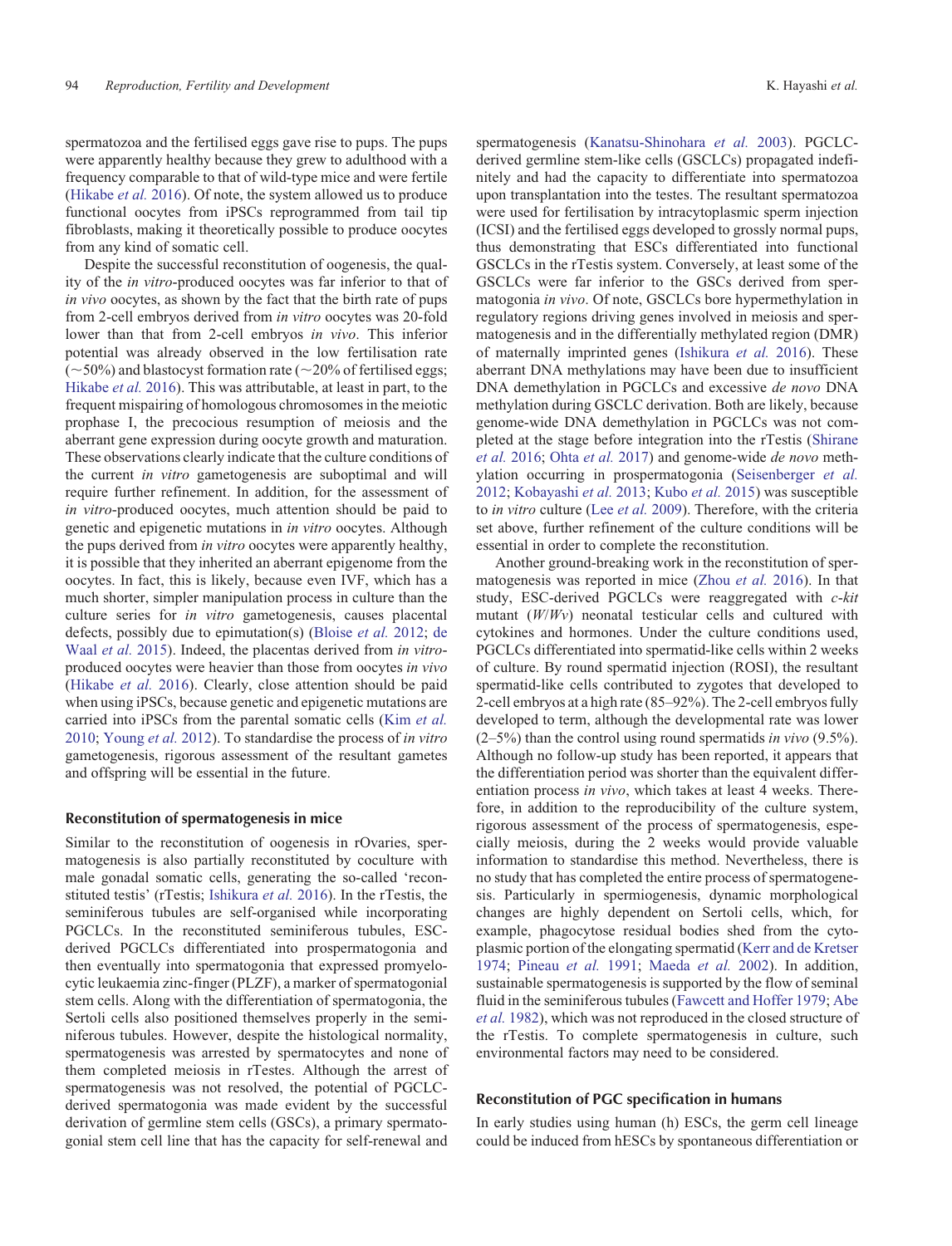spermatozoa and the fertilised eggs gave rise to pups. The pups were apparently healthy because they grew to adulthood with a frequency comparable to that of wild-type mice and were fertile (Hikabe *et al.* 2016). Of note, the system allowed us to produce functional oocytes from iPSCs reprogrammed from tail tip fibroblasts, making it theoretically possible to produce oocytes from any kind of somatic cell.

Despite the successful reconstitution of oogenesis, the quality of the *in vitro*-produced oocytes was far inferior to that of *in vivo* oocytes, as shown by the fact that the birth rate of pups from 2-cell embryos derived from *in vitro* oocytes was 20-fold lower than that from 2-cell embryos *in vivo*. This inferior potential was already observed in the low fertilisation rate (~50%) and blastocyst formation rate (~20% of fertilised eggs; Hikabe *et al.* 2016). This was attributable, at least in part, to the frequent mispairing of homologous chromosomes in the meiotic prophase I, the precocious resumption of meiosis and the aberrant gene expression during oocyte growth and maturation. These observations clearly indicate that the culture conditions of the current *in vitro* gametogenesis are suboptimal and will require further refinement. In addition, for the assessment of *in vitro*-produced oocytes, much attention should be paid to genetic and epigenetic mutations in *in vitro* oocytes. Although the pups derived from *in vitro* oocytes were apparently healthy, it is possible that they inherited an aberrant epigenome from the oocytes. In fact, this is likely, because even IVF, which has a much shorter, simpler manipulation process in culture than the culture series for *in vitro* gametogenesis, causes placental defects, possibly due to epimutation(s) (Bloise *et al.* 2012; de Waal *et al.* 2015). Indeed, the placentas derived from *in vitro*-produced oocytes were heavier than those from oocytes *in vivo* (Hikabe *et al.* 2016). Clearly, close attention should be paid when using iPSCs, because genetic and epigenetic mutations are carried into iPSCs from the parental somatic cells (Kim *et al.* 2010; Young *et al.* 2012). To standardise the process of *in vitro* gametogenesis, rigorous assessment of the resultant gametes and offspring will be essential in the future.

## Reconstitution of spermatogenesis in mice

Similar to the reconstitution of oogenesis in rOvaries, spermatogenesis is also partially reconstituted by coculture with male gonadal somatic cells, generating the so-called 'reconstituted testis' (rTestis; Ishikura *et al.* 2016). In the rTestis, the seminiferous tubules are self-organised while incorporating PGCLCs. In the reconstituted seminiferous tubules, ESC-derived PGCLCs differentiated into prospermatogonia and then eventually into spermatogonia that expressed promyelocytic leukaemia zinc-finger (PLZF), a marker of spermatogonial stem cells. Along with the differentiation of spermatogonia, the Sertoli cells also positioned themselves properly in the seminiferous tubules. However, despite the histological normality, spermatogenesis was arrested by spermatocytes and none of them completed meiosis in rTestes. Although the arrest of spermatogenesis was not resolved, the potential of PGCLC-derived spermatogonia was made evident by the successful derivation of germline stem cells (GSCs), a primary spermatogonial stem cell line that has the capacity for self-renewal and spermatogenesis (Kanatsu-Shinohara *et al.* 2003). PGCLC-derived germline stem-like cells (GSCLCs) propagated indefinitely and had the capacity to differentiate into spermatozoa upon transplantation into the testes. The resultant spermatozoa were used for fertilisation by intracytoplasmic sperm injection (ICSI) and the fertilised eggs developed to grossly normal pups, thus demonstrating that ESCs differentiated into functional GSCLCs in the rTestis system. Conversely, at least some of the GSCLCs were far inferior to the GSCs derived from spermatogonia *in vivo*. Of note, GSCLCs bore hypermethylation in regulatory regions driving genes involved in meiosis and spermatogenesis and in the differentially methylated region (DMR) of maternally imprinted genes (Ishikura *et al.* 2016). These aberrant DNA methylations may have been due to insufficient DNA demethylation in PGCLCs and excessive *de novo* DNA methylation during GSCLC derivation. Both are likely, because genome-wide DNA demethylation in PGCLCs was not completed at the stage before integration into the rTestis (Shirane *et al.* 2016; Ohta *et al.* 2017) and genome-wide *de novo* methylation occurring in prospermatogonia (Seisenberger *et al.* 2012; Kobayashi *et al.* 2013; Kubo *et al.* 2015) was susceptible to *in vitro* culture (Lee *et al.* 2009). Therefore, with the criteria set above, further refinement of the culture conditions will be essential in order to complete the reconstitution.

Another ground-breaking work in the reconstitution of spermatogenesis was reported in mice (Zhou *et al.* 2016). In that study, ESC-derived PGCLCs were reaggregated with *c-kit* mutant (*W*/*Wv*) neonatal testicular cells and cultured with cytokines and hormones. Under the culture conditions used, PGCLCs differentiated into spermatid-like cells within 2 weeks of culture. By round spermatid injection (ROSI), the resultant spermatid-like cells contributed to zygotes that developed to 2-cell embryos at a high rate (85–92%). The 2-cell embryos fully developed to term, although the developmental rate was lower (2–5%) than the control using round spermatids *in vivo* (9.5%). Although no follow-up study has been reported, it appears that the differentiation period was shorter than the equivalent differentiation process *in vivo*, which takes at least 4 weeks. Therefore, in addition to the reproducibility of the culture system, rigorous assessment of the process of spermatogenesis, especially meiosis, during the 2 weeks would provide valuable information to standardise this method. Nevertheless, there is no study that has completed the entire process of spermatogenesis. Particularly in spermiogenesis, dynamic morphological changes are highly dependent on Sertoli cells, which, for example, phagocytose residual bodies shed from the cytoplasmic portion of the elongating spermatid (Kerr and de Kretser 1974; Pineau *et al.* 1991; Maeda *et al.* 2002). In addition, sustainable spermatogenesis is supported by the flow of seminal fluid in the seminiferous tubules (Fawcett and Hoffer 1979; Abe *et al.* 1982), which was not reproduced in the closed structure of the rTestis. To complete spermatogenesis in culture, such environmental factors may need to be considered.

## Reconstitution of PGC specification in humans

In early studies using human (h) ESCs, the germ cell lineage could be induced from hESCs by spontaneous differentiation or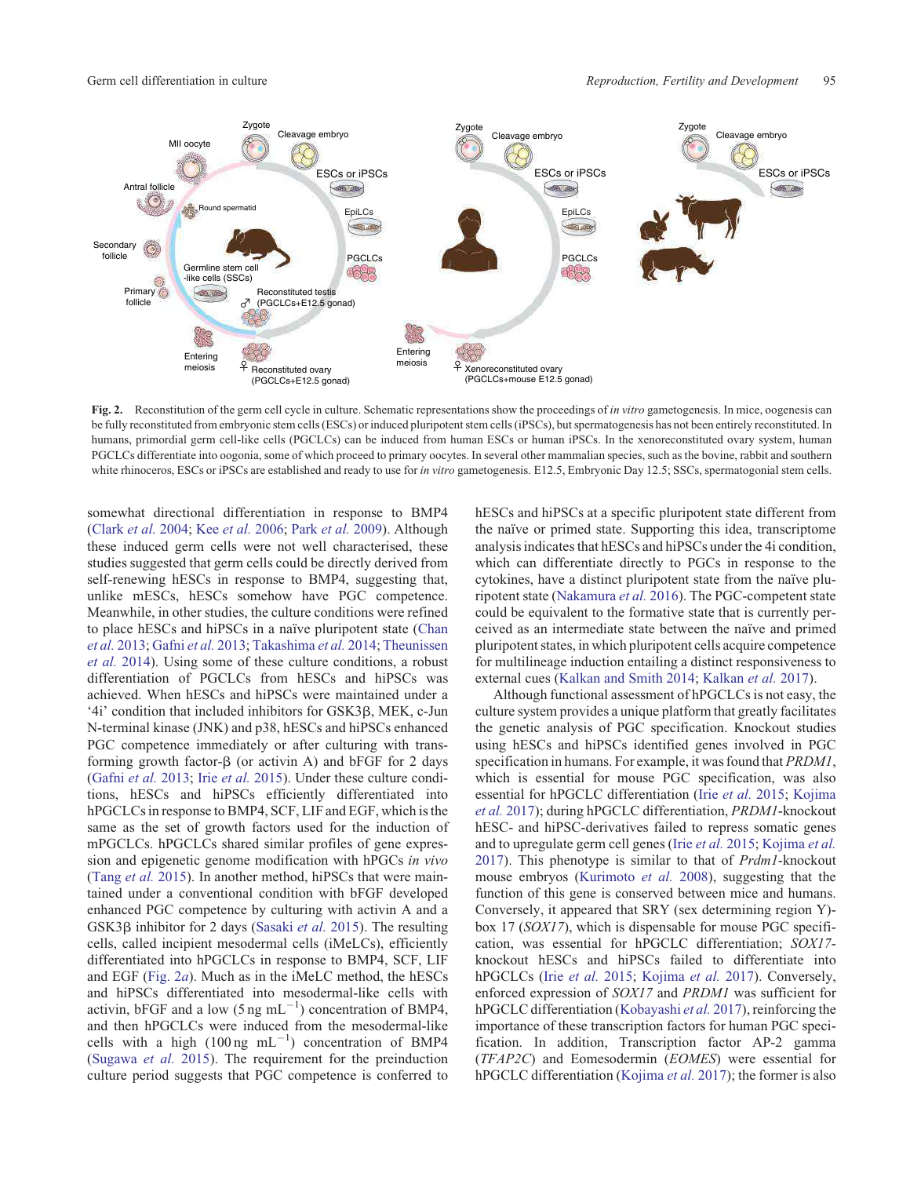Fig. 2. Reconstitution of the germ cell cycle in culture. Schematic representations show the proceedings of *in vitro* gametogenesis. In mice, oogenesis can be fully reconstituted from embryonic stem cells (ESCs) or induced pluripotent stem cells (iPSCs), but spermatogenesis has not been entirely reconstituted. In humans, primordial germ cell-like cells (PGCLCs) can be induced from human ESCs or human iPSCs. In the xenoreconstituted ovary system, human PGCLCs differentiate into oogonia, some of which proceed to primary oocytes. In several other mammalian species, such as the bovine, rabbit and southern white rhinoceros, ESCs or iPSCs are established and ready to use for *in vitro* gametogenesis. E12.5, Embryonic Day 12.5; SSCs, spermatogonial stem cells.

somewhat directional differentiation in response to BMP4 (Clark *et al.* 2004; Kee *et al.* 2006; Park *et al.* 2009). Although these induced germ cells were not well characterised, these studies suggested that germ cells could be directly derived from self-renewing hESCs in response to BMP4, suggesting that, unlike mESCs, hESCs somehow have PGC competence. Meanwhile, in other studies, the culture conditions were refined to place hESCs and hiPSCs in a naïve pluripotent state (Chan *et al.* 2013; Gafni *et al.* 2013; Takashima *et al.* 2014; Theunissen *et al.* 2014). Using some of these culture conditions, a robust differentiation of PGCLCs from hESCs and hiPSCs was achieved. When hESCs and hiPSCs were maintained under a '4i' condition that included inhibitors for GSK3β, MEK, c-Jun N-terminal kinase (JNK) and p38, hESCs and hiPSCs enhanced PGC competence immediately or after culturing with transforming growth factor-β (or activin A) and bFGF for 2 days (Gafni *et al.* 2013; Irie *et al.* 2015). Under these culture conditions, hESCs and hiPSCs efficiently differentiated into hPGCLCs in response to BMP4, SCF, LIF and EGF, which is the same as the set of growth factors used for the induction of mPGCLCs. hPGCLCs shared similar profiles of gene expression and epigenetic genome modification with hPGCs *in vivo* (Tang *et al.* 2015). In another method, hiPSCs that were maintained under a conventional condition with bFGF developed enhanced PGC competence by culturing with activin A and a GSK3β inhibitor for 2 days (Sasaki *et al.* 2015). The resulting cells, called incipient mesodermal cells (iMeLCs), efficiently differentiated into hPGCLCs in response to BMP4, SCF, LIF and EGF (Fig. 2*a*). Much as in the iMeLC method, the hESCs and hiPSCs differentiated into mesodermal-like cells with activin, bFGF and a low (5 ng $mL^{-1}$) concentration of BMP4, and then hPGCLCs were induced from the mesodermal-like cells with a high (100 ng $mL^{-1}$) concentration of BMP4 (Sugawa *et al.* 2015). The requirement for the preinduction culture period suggests that PGC competence is conferred to hESCs and hiPSCs at a specific pluripotent state different from the naïve or primed state. Supporting this idea, transcriptome analysis indicates that hESCs and hiPSCs under the 4i condition, which can differentiate directly to PGCs in response to the cytokines, have a distinct pluripotent state from the naïve pluripotent state (Nakamura *et al.* 2016). The PGC-competent state could be equivalent to the formative state that is currently perceived as an intermediate state between the naïve and primed pluripotent states, in which pluripotent cells acquire competence for multilineage induction entailing a distinct responsiveness to external cues (Kalkan and Smith 2014; Kalkan *et al.* 2017).

Although functional assessment of hPGCLCs is not easy, the culture system provides a unique platform that greatly facilitates the genetic analysis of PGC specification. Knockout studies using hESCs and hiPSCs identified genes involved in PGC specification in humans. For example, it was found that *PRDM1*, which is essential for mouse PGC specification, was also essential for hPGCLC differentiation (Irie *et al.* 2015; Kojima *et al.* 2017); during hPGCLC differentiation, *PRDM1*-knockout hESC- and hiPSC-derivatives failed to repress somatic genes and to upregulate germ cell genes (Irie *et al.* 2015; Kojima *et al.* 2017). This phenotype is similar to that of *Prdm1*-knockout mouse embryos (Kurimoto *et al.* 2008), suggesting that the function of this gene is conserved between mice and humans. Conversely, it appeared that SRY (sex determining region Y)-box 17 (*SOX17*), which is dispensable for mouse PGC specification, was essential for hPGCLC differentiation; *SOX17*-knockout hESCs and hiPSCs failed to differentiate into hPGCLCs (Irie *et al.* 2015; Kojima *et al.* 2017). Conversely, enforced expression of *SOX17* and *PRDM1* was sufficient for hPGCLC differentiation (Kobayashi *et al.* 2017), reinforcing the importance of these transcription factors for human PGC specification. In addition, Transcription factor AP-2 gamma (*TFAP2C*) and Eomesodermin (*EOMES*) were essential for hPGCLC differentiation (Kojima *et al.* 2017); the former is also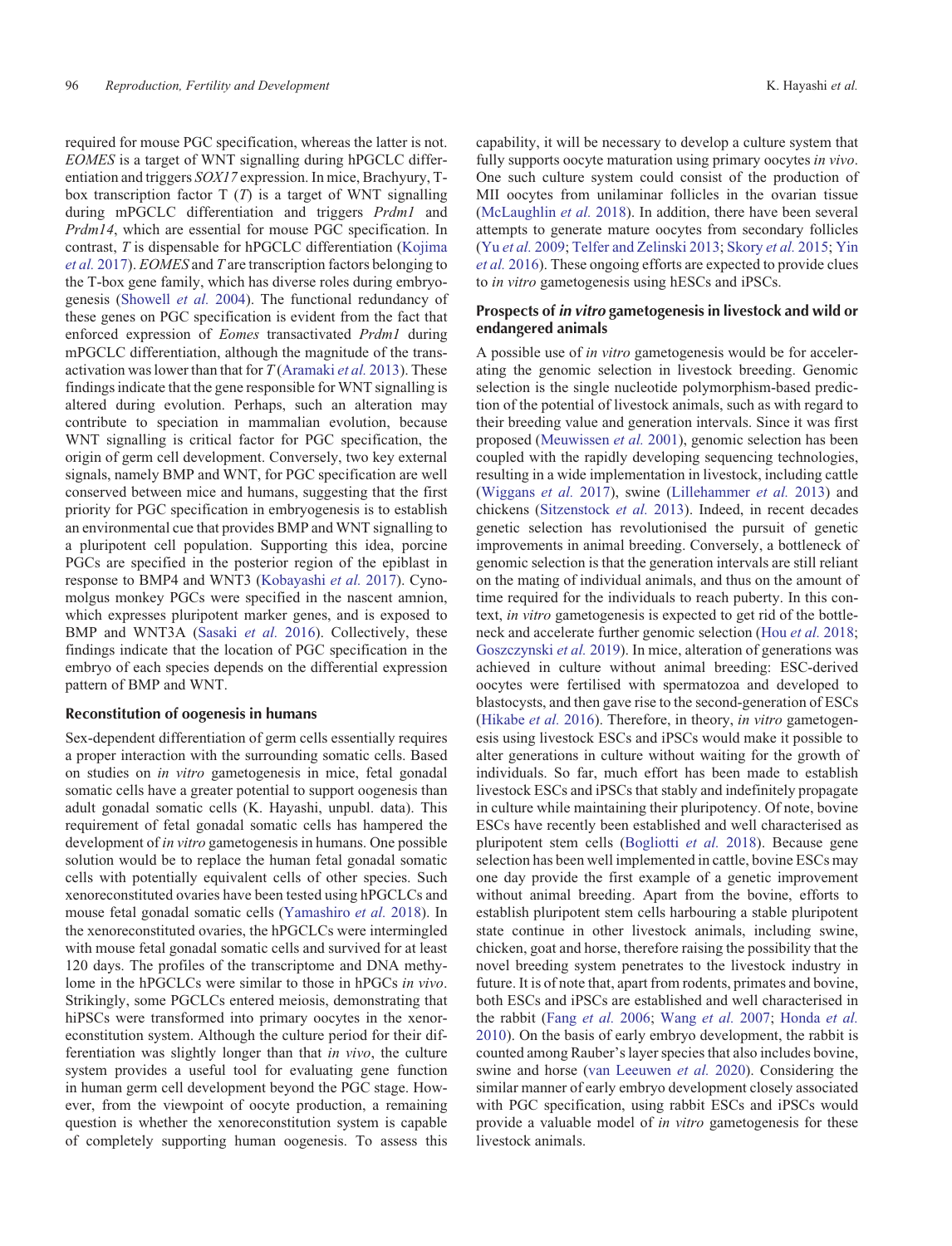required for mouse PGC specification, whereas the latter is not. *EOMES* is a target of WNT signalling during hPGCLC differentiation and triggers *SOX17* expression. In mice, Brachyury, T-box transcription factor T (*T*) is a target of WNT signalling during mPGCLC differentiation and triggers *Prdm1* and *Prdm14*, which are essential for mouse PGC specification. In contrast, *T* is dispensable for hPGCLC differentiation (Kojima *et al.* 2017). *EOMES* and *T* are transcription factors belonging to the T-box gene family, which has diverse roles during embryogenesis (Showell *et al.* 2004). The functional redundancy of these genes on PGC specification is evident from the fact that enforced expression of *Eomes* transactivated *Prdm1* during mPGCLC differentiation, although the magnitude of the transactivation was lower than that for *T* (Aramaki *et al.* 2013). These findings indicate that the gene responsible for WNT signalling is altered during evolution. Perhaps, such an alteration may contribute to speciation in mammalian evolution, because WNT signalling is critical factor for PGC specification, the origin of germ cell development. Conversely, two key external signals, namely BMP and WNT, for PGC specification are well conserved between mice and humans, suggesting that the first priority for PGC specification in embryogenesis is to establish an environmental cue that provides BMP and WNT signalling to a pluripotent cell population. Supporting this idea, porcine PGCs are specified in the posterior region of the epiblast in response to BMP4 and WNT3 (Kobayashi *et al.* 2017). Cynomolgus monkey PGCs were specified in the nascent amnion, which expresses pluripotent marker genes, and is exposed to BMP and WNT3A (Sasaki *et al.* 2016). Collectively, these findings indicate that the location of PGC specification in the embryo of each species depends on the differential expression pattern of BMP and WNT.

## Reconstitution of oogenesis in humans

Sex-dependent differentiation of germ cells essentially requires a proper interaction with the surrounding somatic cells. Based on studies on *in vitro* gametogenesis in mice, fetal gonadal somatic cells have a greater potential to support oogenesis than adult gonadal somatic cells (K. Hayashi, unpubl. data). This requirement of fetal gonadal somatic cells has hampered the development of *in vitro* gametogenesis in humans. One possible solution would be to replace the human fetal gonadal somatic cells with potentially equivalent cells of other species. Such xenoreconstituted ovaries have been tested using hPGCLCs and mouse fetal gonadal somatic cells (Yamashiro *et al.* 2018). In the xenoreconstituted ovaries, the hPGCLCs were intermingled with mouse fetal gonadal somatic cells and survived for at least 120 days. The profiles of the transcriptome and DNA methylome in the hPGCLCs were similar to those in hPGCs *in vivo*. Strikingly, some PGCLCs entered meiosis, demonstrating that hiPSCs were transformed into primary oocytes in the xenoreconstitution system. Although the culture period for their differentiation was slightly longer than that *in vivo*, the culture system provides a useful tool for evaluating gene function in human germ cell development beyond the PGC stage. However, from the viewpoint of oocyte production, a remaining question is whether the xenoreconstitution system is capable of completely supporting human oogenesis. To assess this capability, it will be necessary to develop a culture system that fully supports oocyte maturation using primary oocytes *in vivo*. One such culture system could consist of the production of MII oocytes from unilaminar follicles in the ovarian tissue (McLaughlin *et al.* 2018). In addition, there have been several attempts to generate mature oocytes from secondary follicles (Yu *et al.* 2009; Telfer and Zelinski 2013; Skory *et al.* 2015; Yin *et al.* 2016). These ongoing efforts are expected to provide clues to *in vitro* gametogenesis using hESCs and iPSCs.

## Prospects of *in vitro* gametogenesis in livestock and wild or endangered animals

A possible use of *in vitro* gametogenesis would be for accelerating the genomic selection in livestock breeding. Genomic selection is the single nucleotide polymorphism-based prediction of the potential of livestock animals, such as with regard to their breeding value and generation intervals. Since it was first proposed (Meuwissen *et al.* 2001), genomic selection has been coupled with the rapidly developing sequencing technologies, resulting in a wide implementation in livestock, including cattle (Wiggans *et al.* 2017), swine (Lillehammer *et al.* 2013) and chickens (Sitzenstock *et al.* 2013). Indeed, in recent decades genetic selection has revolutionised the pursuit of genetic improvements in animal breeding. Conversely, a bottleneck of genomic selection is that the generation intervals are still reliant on the mating of individual animals, and thus on the amount of time required for the individuals to reach puberty. In this context, *in vitro* gametogenesis is expected to get rid of the bottleneck and accelerate further genomic selection (Hou *et al.* 2018; Goszczynski *et al.* 2019). In mice, alteration of generations was achieved in culture without animal breeding: ESC-derived oocytes were fertilised with spermatozoa and developed to blastocysts, and then gave rise to the second-generation of ESCs (Hikabe *et al.* 2016). Therefore, in theory, *in vitro* gametogenesis using livestock ESCs and iPSCs would make it possible to alter generations in culture without waiting for the growth of individuals. So far, much effort has been made to establish livestock ESCs and iPSCs that stably and indefinitely propagate in culture while maintaining their pluripotency. Of note, bovine ESCs have recently been established and well characterised as pluripotent stem cells (Bogliotti *et al.* 2018). Because gene selection has been well implemented in cattle, bovine ESCs may one day provide the first example of a genetic improvement without animal breeding. Apart from the bovine, efforts to establish pluripotent stem cells harbouring a stable pluripotent state continue in other livestock animals, including swine, chicken, goat and horse, therefore raising the possibility that the novel breeding system penetrates to the livestock industry in future. It is of note that, apart from rodents, primates and bovine, both ESCs and iPSCs are established and well characterised in the rabbit (Fang *et al.* 2006; Wang *et al.* 2007; Honda *et al.* 2010). On the basis of early embryo development, the rabbit is counted among Rauber's layer species that also includes bovine, swine and horse (van Leeuwen *et al.* 2020). Considering the similar manner of early embryo development closely associated with PGC specification, using rabbit ESCs and iPSCs would provide a valuable model of *in vitro* gametogenesis for these livestock animals.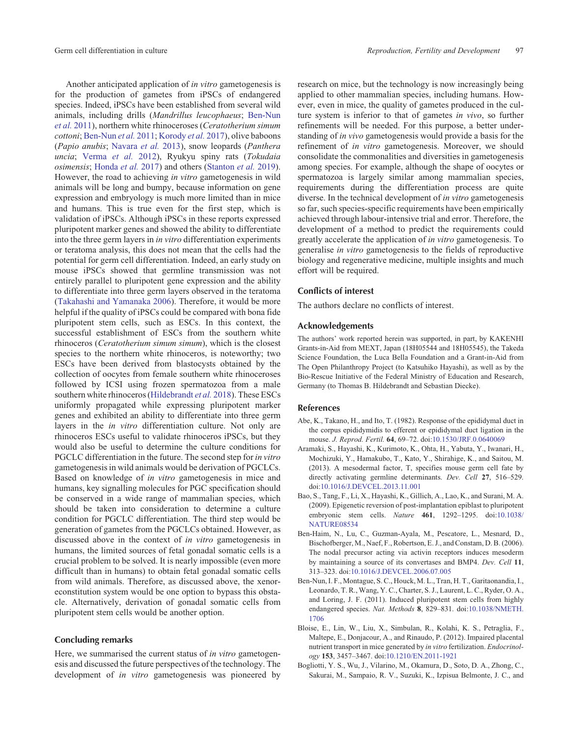Another anticipated application of *in vitro* gametogenesis is for the production of gametes from iPSCs of endangered species. Indeed, iPSCs have been established from several wild animals, including drills (*Mandrillus leucophaeus*; Ben-Nun *et al.* 2011), northern white rhinoceroses (*Ceratotherium simum cottoni*; Ben-Nun *et al.* 2011; Korody *et al.* 2017), olive baboons (*Papio anubis*; Navara *et al.* 2013), snow leopards (*Panthera uncia*; Verma *et al.* 2012), Ryukyu spiny rats (*Tokudaia osimensis*; Honda *et al.* 2017) and others (Stanton *et al.* 2019). However, the road to achieving *in vitro* gametogenesis in wild animals will be long and bumpy, because information on gene expression and embryology is much more limited than in mice and humans. This is true even for the first step, which is validation of iPSCs. Although iPSCs in these reports expressed pluripotent marker genes and showed the ability to differentiate into the three germ layers in *in vitro* differentiation experiments or teratoma analysis, this does not mean that the cells had the potential for germ cell differentiation. Indeed, an early study on mouse iPSCs showed that germline transmission was not entirely parallel to pluripotent gene expression and the ability to differentiate into three germ layers observed in the teratoma (Takahashi and Yamanaka 2006). Therefore, it would be more helpful if the quality of iPSCs could be compared with bona fide pluripotent stem cells, such as ESCs. In this context, the successful establishment of ESCs from the southern white rhinoceros (*Ceratotherium simum simum*), which is the closest species to the northern white rhinoceros, is noteworthy; two ESCs have been derived from blastocysts obtained by the collection of oocytes from female southern white rhinoceroses followed by ICSI using frozen spermatozoa from a male southern white rhinoceros (Hildebrandt *et al.* 2018). These ESCs uniformly propagated while expressing pluripotent marker genes and exhibited an ability to differentiate into three germ layers in the *in vitro* differentiation culture. Not only are rhinoceros ESCs useful to validate rhinoceros iPSCs, but they would also be useful to determine the culture conditions for PGCLC differentiation in the future. The second step for *in vitro* gametogenesis in wild animals would be derivation of PGCLCs. Based on knowledge of *in vitro* gametogenesis in mice and humans, key signalling molecules for PGC specification should be conserved in a wide range of mammalian species, which should be taken into consideration to determine a culture condition for PGCLC differentiation. The third step would be generation of gametes from the PGCLCs obtained. However, as discussed above in the context of *in vitro* gametogenesis in humans, the limited sources of fetal gonadal somatic cells is a crucial problem to be solved. It is nearly impossible (even more difficult than in humans) to obtain fetal gonadal somatic cells from wild animals. Therefore, as discussed above, the xenoreconstitution system would be one option to bypass this obstacle. Alternatively, derivation of gonadal somatic cells from pluripotent stem cells would be another option.

## Concluding remarks

Here, we summarised the current status of *in vitro* gametogenesis and discussed the future perspectives of the technology. The development of *in vitro* gametogenesis was pioneered by research on mice, but the technology is now increasingly being applied to other mammalian species, including humans. However, even in mice, the quality of gametes produced in the culture system is inferior to that of gametes *in vivo*, so further refinements will be needed. For this purpose, a better understanding of *in vivo* gametogenesis would provide a basis for the refinement of *in vitro* gametogenesis. Moreover, we should consolidate the commonalities and diversities in gametogenesis among species. For example, although the shape of oocytes or spermatozoa is largely similar among mammalian species, requirements during the differentiation process are quite diverse. In the technical development of *in vitro* gametogenesis so far, such species-specific requirements have been empirically achieved through labour-intensive trial and error. Therefore, the development of a method to predict the requirements could greatly accelerate the application of *in vitro* gametogenesis. To generalise *in vitro* gametogenesis to the fields of reproductive biology and regenerative medicine, multiple insights and much effort will be required.

## Conflicts of interest

The authors declare no conflicts of interest.

## Acknowledgements

The authors' work reported herein was supported, in part, by KAKENHI Grants-in-Aid from MEXT, Japan (18H05544 and 18H05545), the Takeda Science Foundation, the Luca Bella Foundation and a Grant-in-Aid from The Open Philanthropy Project (to Katsuhiko Hayashi), as well as by the Bio-Rescue Initiative of the Federal Ministry of Education and Research, Germany (to Thomas B. Hildebrandt and Sebastian Diecke).

## References

Abe, K., Takano, H., and Ito, T. (1982). Response of the epididymal duct in the corpus epididymidis to efferent or epididymal duct ligation in the mouse. *J. Reprod. Fertil.* **64**, 69–72. doi:10.1530/JRF.0.0640069

Aramaki, S., Hayashi, K., Kurimoto, K., Ohta, H., Yabuta, Y., Iwanari, H., Mochizuki, Y., Hamakubo, T., Kato, Y., Shirahige, K., and Saitou, M. (2013). A mesodermal factor, T, specifies mouse germ cell fate by directly activating germline determinants. *Dev. Cell* **27**, 516–529. doi:10.1016/J.DEVCEL.2013.11.001

Bao, S., Tang, F., Li, X., Hayashi, K., Gillich, A., Lao, K., and Surani, M. A. (2009). Epigenetic reversion of post-implantation epiblast to pluripotent embryonic stem cells. *Nature* **461**, 1292–1295. doi:10.1038/NATURE08534

Ben-Haim, N., Lu, C., Guzman-Ayala, M., Pescatore, L., Mesnard, D., Bischofberger, M., Naef, F., Robertson, E. J., and Constam, D. B. (2006). The nodal precursor acting via activin receptors induces mesoderm by maintaining a source of its convertases and BMP4. *Dev. Cell* **11**, 313–323. doi:10.1016/J.DEVCEL.2006.07.005

Ben-Nun, I. F., Montague, S. C., Houck, M. L., Tran, H. T., Garitaonandia, I., Leonardo, T. R., Wang, Y. C., Charter, S. J., Laurent, L. C., Ryder, O. A., and Loring, J. F. (2011). Induced pluripotent stem cells from highly endangered species. *Nat. Methods* **8**, 829–831. doi:10.1038/NMETH.1706

Bloise, E., Lin, W., Liu, X., Simbulan, R., Kolahi, K. S., Petraglia, F., Maltepe, E., Donjacour, A., and Rinaudo, P. (2012). Impaired placental nutrient transport in mice generated by *in vitro* fertilization. *Endocrinology* **153**, 3457–3467. doi:10.1210/EN.2011-1921

Bogliotti, Y. S., Wu, J., Vilarino, M., Okamura, D., Soto, D. A., Zhong, C., Sakurai, M., Sampaio, R. V., Suzuki, K., Izpisua Belmonte, J. C., and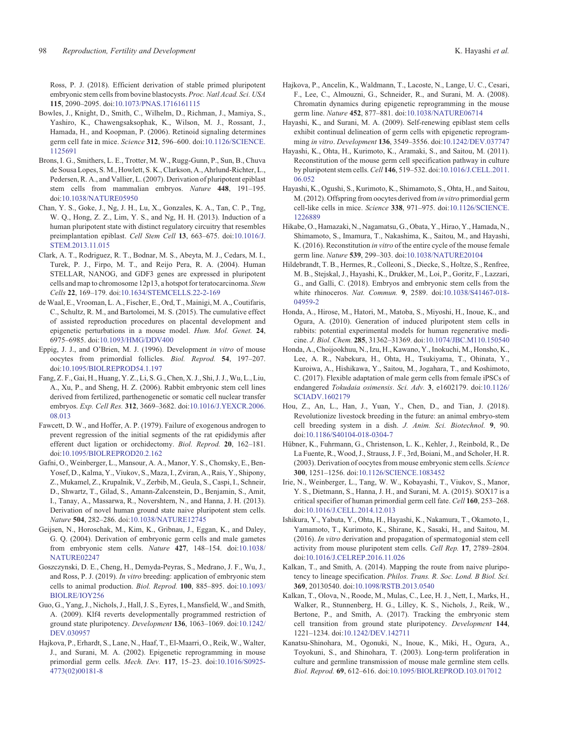Ross, P. J. (2018). Efficient derivation of stable primed pluripotent embryonic stem cells from bovine blastocysts. *Proc. Natl Acad. Sci. USA* **115**, 2090–2095. doi:10.1073/PNAS.1716161115

Bowles, J., Knight, D., Smith, C., Wilhelm, D., Richman, J., Mamiya, S., Yashiro, K., Chawengsaksophak, K., Wilson, M. J., Rossant, J., Hamada, H., and Koopman, P. (2006). Retinoid signaling determines germ cell fate in mice. *Science* **312**, 596–600. doi:10.1126/SCIENCE.1125691

Brons, I. G., Smithers, L. E., Trotter, M. W., Rugg-Gunn, P., Sun, B., Chuva de Sousa Lopes, S. M., Howlett, S. K., Clarkson, A., Ahrlund-Richter, L., Pedersen, R. A., and Vallier, L. (2007). Derivation of pluripotent epiblast stem cells from mammalian embryos. *Nature* **448**, 191–195. doi:10.1038/NATURE05950

Chan, Y. S., Goke, J., Ng, J. H., Lu, X., Gonzales, K. A., Tan, C. P., Tng, W. Q., Hong, Z. Z., Lim, Y. S., and Ng, H. H. (2013). Induction of a human pluripotent state with distinct regulatory circuitry that resembles preimplantation epiblast. *Cell Stem Cell* **13**, 663–675. doi:10.1016/J.STEM.2013.11.015

Clark, A. T., Rodriguez, R. T., Bodnar, M. S., Abeyta, M. J., Cedars, M. I., Turek, P. J., Firpo, M. T., and Reijo Pera, R. A. (2004). Human STELLAR, NANOG, and GDF3 genes are expressed in pluripotent cells and map to chromosome 12p13, a hotspot for teratocarcinoma. *Stem Cells* **22**, 169–179. doi:10.1634/STEMCELLS.22-2-169

de Waal, E., Vrooman, L. A., Fischer, E., Ord, T., Mainigi, M. A., Coutifaris, C., Schultz, R. M., and Bartolomei, M. S. (2015). The cumulative effect of assisted reproduction procedures on placental development and epigenetic perturbations in a mouse model. *Hum. Mol. Genet.* **24**, 6975–6985. doi:10.1093/HMG/DDV400

Eppig, J. J., and O'Brien, M. J. (1996). Development *in vitro* of mouse oocytes from primordial follicles. *Biol. Reprod.* **54**, 197–207. doi:10.1095/BIOLREPROD54.1.197

Fang, Z. F., Gai, H., Huang, Y. Z., Li, S. G., Chen, X. J., Shi, J. J., Wu, L., Liu, A., Xu, P., and Sheng, H. Z. (2006). Rabbit embryonic stem cell lines derived from fertilized, parthenogenetic or somatic cell nuclear transfer embryos. *Exp. Cell Res.* **312**, 3669–3682. doi:10.1016/J.YEXCR.2006.08.013

Fawcett, D. W., and Hoffer, A. P. (1979). Failure of exogenous androgen to prevent regression of the initial segments of the rat epididymis after efferent duct ligation or orchidectomy. *Biol. Reprod.* **20**, 162–181. doi:10.1095/BIOLREPROD20.2.162

Gafni, O., Weinberger, L., Mansour, A. A., Manor, Y. S., Chomsky, E., Ben-Yosef, D., Kalma, Y., Viukov, S., Maza, I., Zviran, A., Rais, Y., Shipony, Z., Mukamel, Z., Krupalnik, V., Zerbib, M., Geula, S., Caspi, I., Schneir, D., Shwartz, T., Gilad, S., Amann-Zalcenstein, D., Benjamin, S., Amit, I., Tanay, A., Massarwa, R., Novershtern, N., and Hanna, J. H. (2013). Derivation of novel human ground state naive pluripotent stem cells. *Nature* **504**, 282–286. doi:10.1038/NATURE12745

Geijsen, N., Horoschak, M., Kim, K., Gribnau, J., Eggan, K., and Daley, G. Q. (2004). Derivation of embryonic germ cells and male gametes from embryonic stem cells. *Nature* **427**, 148–154. doi:10.1038/NATURE02247

Goszczynski, D. E., Cheng, H., Demyda-Peyras, S., Medrano, J. F., Wu, J., and Ross, P. J. (2019). *In vitro* breeding: application of embryonic stem cells to animal production. *Biol. Reprod.* **100**, 885–895. doi:10.1093/BIOLRE/IOY256

Guo, G., Yang, J., Nichols, J., Hall, J. S., Eyres, I., Mansfield, W., and Smith, A. (2009). Klf4 reverts developmentally programmed restriction of ground state pluripotency. *Development* **136**, 1063–1069. doi:10.1242/DEV.030957

Hajkova, P., Erhardt, S., Lane, N., Haaf, T., El-Maarri, O., Reik, W., Walter, J., and Surani, M. A. (2002). Epigenetic reprogramming in mouse primordial germ cells. *Mech. Dev.* **117**, 15–23. doi:10.1016/S0925-4773(02)00181-8

Hajkova, P., Ancelin, K., Waldmann, T., Lacoste, N., Lange, U. C., Cesari, F., Lee, C., Almouzni, G., Schneider, R., and Surani, M. A. (2008). Chromatin dynamics during epigenetic reprogramming in the mouse germ line. *Nature* **452**, 877–881. doi:10.1038/NATURE06714

Hayashi, K., and Surani, M. A. (2009). Self-renewing epiblast stem cells exhibit continual delineation of germ cells with epigenetic reprogramming *in vitro*. *Development* **136**, 3549–3556. doi:10.1242/DEV.037747

Hayashi, K., Ohta, H., Kurimoto, K., Aramaki, S., and Saitou, M. (2011). Reconstitution of the mouse germ cell specification pathway in culture by pluripotent stem cells. *Cell* **146**, 519–532. doi:10.1016/J.CELL.2011.06.052

Hayashi, K., Ogushi, S., Kurimoto, K., Shimamoto, S., Ohta, H., and Saitou, M. (2012). Offspring from oocytes derived from *in vitro* primordial germ cell-like cells in mice. *Science* **338**, 971–975. doi:10.1126/SCIENCE.1226889

Hikabe, O., Hamazaki, N., Nagamatsu, G., Obata, Y., Hirao, Y., Hamada, N., Shimamoto, S., Imamura, T., Nakashima, K., Saitou, M., and Hayashi, K. (2016). Reconstitution *in vitro* of the entire cycle of the mouse female germ line. *Nature* **539**, 299–303. doi:10.1038/NATURE20104

Hildebrandt, T. B., Hermes, R., Colleoni, S., Diecke, S., Holtze, S., Renfree, M. B., Stejskal, J., Hayashi, K., Drukker, M., Loi, P., Goritz, F., Lazzari, G., and Galli, C. (2018). Embryos and embryonic stem cells from the white rhinoceros. *Nat. Commun.* **9**, 2589. doi:10.1038/S41467-018-04959-2

Honda, A., Hirose, M., Hatori, M., Matoba, S., Miyoshi, H., Inoue, K., and Ogura, A. (2010). Generation of induced pluripotent stem cells in rabbits: potential experimental models for human regenerative medicine. *J. Biol. Chem.* **285**, 31362–31369. doi:10.1074/JBC.M110.150540

Honda, A., Choijookhuu, N., Izu, H., Kawano, Y., Inokuchi, M., Honsho, K., Lee, A. R., Nabekura, H., Ohta, H., Tsukiyama, T., Ohinata, Y., Kuroiwa, A., Hishikawa, Y., Saitou, M., Jogahara, T., and Koshimoto, C. (2017). Flexible adaptation of male germ cells from female iPSCs of endangered *Tokudaia osimensis*. *Sci. Adv.* **3**, e1602179. doi:10.1126/SCIADV.1602179

Hou, Z., An, L., Han, J., Yuan, Y., Chen, D., and Tian, J. (2018). Revolutionize livestock breeding in the future: an animal embryo-stem cell breeding system in a dish. *J. Anim. Sci. Biotechnol.* **9**, 90. doi:10.1186/S40104-018-0304-7

Hübner, K., Fuhrmann, G., Christenson, L. K., Kehler, J., Reinbold, R., De La Fuente, R., Wood, J., Strauss, J. F., 3rd, Boiani, M., and Scholer, H. R. (2003). Derivation of oocytes from mouse embryonic stem cells. *Science* **300**, 1251–1256. doi:10.1126/SCIENCE.1083452

Irie, N., Weinberger, L., Tang, W. W., Kobayashi, T., Viukov, S., Manor, Y. S., Dietmann, S., Hanna, J. H., and Surani, M. A. (2015). SOX17 is a critical specifier of human primordial germ cell fate. *Cell* **160**, 253–268. doi:10.1016/J.CELL.2014.12.013

Ishikura, Y., Yabuta, Y., Ohta, H., Hayashi, K., Nakamura, T., Okamoto, I., Yamamoto, T., Kurimoto, K., Shirane, K., Sasaki, H., and Saitou, M. (2016). *In vitro* derivation and propagation of spermatogonial stem cell activity from mouse pluripotent stem cells. *Cell Rep.* **17**, 2789–2804. doi:10.1016/J.CELREP.2016.11.026

Kalkan, T., and Smith, A. (2014). Mapping the route from naive pluripotency to lineage specification. *Philos. Trans. R. Soc. Lond. B Biol. Sci.* **369**, 20130540. doi:10.1098/RSTB.2013.0540

Kalkan, T., Olova, N., Roode, M., Mulas, C., Lee, H. J., Nett, I., Marks, H., Walker, R., Stunnenberg, H. G., Lilley, K. S., Nichols, J., Reik, W., Bertone, P., and Smith, A. (2017). Tracking the embryonic stem cell transition from ground state pluripotency. *Development* **144**, 1221–1234. doi:10.1242/DEV.142711

Kanatsu-Shinohara, M., Ogonuki, N., Inoue, K., Miki, H., Ogura, A., Toyokuni, S., and Shinohara, T. (2003). Long-term proliferation in culture and germline transmission of mouse male germline stem cells. *Biol. Reprod.* **69**, 612–616. doi:10.1095/BIOLREPROD.103.017012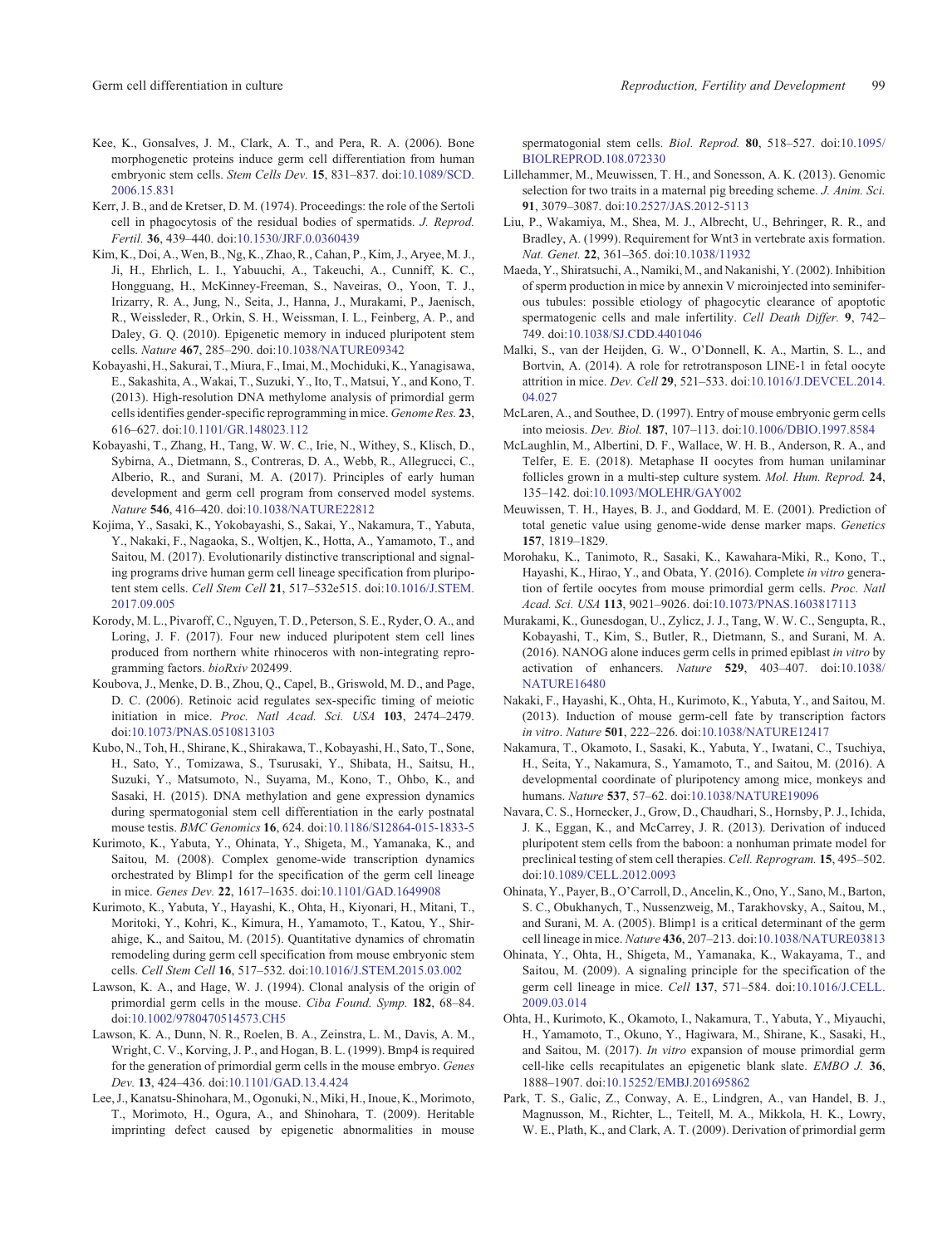Kee, K., Gonsalves, J. M., Clark, A. T., and Pera, R. A. (2006). Bone morphogenetic proteins induce germ cell differentiation from human embryonic stem cells. *Stem Cells Dev.* **15**, 831–837. doi:10.1089/SCD.2006.15.831

Kerr, J. B., and de Kretser, D. M. (1974). Proceedings: the role of the Sertoli cell in phagocytosis of the residual bodies of spermatids. *J. Reprod. Fertil.* **36**, 439–440. doi:10.1530/JRF.0.0360439

Kim, K., Doi, A., Wen, B., Ng, K., Zhao, R., Cahan, P., Kim, J., Aryee, M. J., Ji, H., Ehrlich, L. I., Yabuuchi, A., Takeuchi, A., Cunniff, K. C., Hongguang, H., McKinney-Freeman, S., Naveiras, O., Yoon, T. J., Irizarry, R. A., Jung, N., Seita, J., Hanna, J., Murakami, P., Jaenisch, R., Weissleder, R., Orkin, S. H., Weissman, I. L., Feinberg, A. P., and Daley, G. Q. (2010). Epigenetic memory in induced pluripotent stem cells. *Nature* **467**, 285–290. doi:10.1038/NATURE09342

Kobayashi, H., Sakurai, T., Miura, F., Imai, M., Mochiduki, K., Yanagisawa, E., Sakashita, A., Wakai, T., Suzuki, Y., Ito, T., Matsui, Y., and Kono, T. (2013). High-resolution DNA methylome analysis of primordial germ cells identifies gender-specific reprogramming in mice. *Genome Res.* **23**, 616–627. doi:10.1101/GR.148023.112

Kobayashi, T., Zhang, H., Tang, W. W. C., Irie, N., Withey, S., Klisch, D., Sybirna, A., Dietmann, S., Contreras, D. A., Webb, R., Allegrucci, C., Alberio, R., and Surani, M. A. (2017). Principles of early human development and germ cell program from conserved model systems. *Nature* **546**, 416–420. doi:10.1038/NATURE22812

Kojima, Y., Sasaki, K., Yokobayashi, S., Sakai, Y., Nakamura, T., Yabuta, Y., Nakaki, F., Nagaoka, S., Woltjen, K., Hotta, A., Yamamoto, T., and Saitou, M. (2017). Evolutionarily distinctive transcriptional and signaling programs drive human germ cell lineage specification from pluripotent stem cells. *Cell Stem Cell* **21**, 517–532e515. doi:10.1016/J.STEM.2017.09.005

Korody, M. L., Pivaroff, C., Nguyen, T. D., Peterson, S. E., Ryder, O. A., and Loring, J. F. (2017). Four new induced pluripotent stem cell lines produced from northern white rhinoceros with non-integrating reprogramming factors. *bioRxiv* 202499.

Koubova, J., Menke, D. B., Zhou, Q., Capel, B., Griswold, M. D., and Page, D. C. (2006). Retinoic acid regulates sex-specific timing of meiotic initiation in mice. *Proc. Natl Acad. Sci. USA* **103**, 2474–2479. doi:10.1073/PNAS.0510813103

Kubo, N., Toh, H., Shirane, K., Shirakawa, T., Kobayashi, H., Sato, T., Sone, H., Sato, Y., Tomizawa, S., Tsurusaki, Y., Shibata, H., Saitsu, H., Suzuki, Y., Matsumoto, N., Suyama, M., Kono, T., Ohbo, K., and Sasaki, H. (2015). DNA methylation and gene expression dynamics during spermatogonial stem cell differentiation in the early postnatal mouse testis. *BMC Genomics* **16**, 624. doi:10.1186/S12864-015-1833-5

Kurimoto, K., Yabuta, Y., Ohinata, Y., Shigeta, M., Yamanaka, K., and Saitou, M. (2008). Complex genome-wide transcription dynamics orchestrated by Blimp1 for the specification of the germ cell lineage in mice. *Genes Dev.* **22**, 1617–1635. doi:10.1101/GAD.1649908

Kurimoto, K., Yabuta, Y., Hayashi, K., Ohta, H., Kiyonari, H., Mitani, T., Moritoki, Y., Kohri, K., Kimura, H., Yamamoto, T., Katou, Y., Shirahige, K., and Saitou, M. (2015). Quantitative dynamics of chromatin remodeling during germ cell specification from mouse embryonic stem cells. *Cell Stem Cell* **16**, 517–532. doi:10.1016/J.STEM.2015.03.002

Lawson, K. A., and Hage, W. J. (1994). Clonal analysis of the origin of primordial germ cells in the mouse. *Ciba Found. Symp.* **182**, 68–84. doi:10.1002/9780470514573.CH5

Lawson, K. A., Dunn, N. R., Roelen, B. A., Zeinstra, L. M., Davis, A. M., Wright, C. V., Korving, J. P., and Hogan, B. L. (1999). Bmp4 is required for the generation of primordial germ cells in the mouse embryo. *Genes Dev.* **13**, 424–436. doi:10.1101/GAD.13.4.424

Lee, J., Kanatsu-Shinohara, M., Ogonuki, N., Miki, H., Inoue, K., Morimoto, T., Morimoto, H., Ogura, A., and Shinohara, T. (2009). Heritable imprinting defect caused by epigenetic abnormalities in mouse spermatogonial stem cells. *Biol. Reprod.* **80**, 518–527. doi:10.1095/BIOLREPROD.108.072330

Lillehammer, M., Meuwissen, T. H., and Sonesson, A. K. (2013). Genomic selection for two traits in a maternal pig breeding scheme. *J. Anim. Sci.* **91**, 3079–3087. doi:10.2527/JAS.2012-5113

Liu, P., Wakamiya, M., Shea, M. J., Albrecht, U., Behringer, R. R., and Bradley, A. (1999). Requirement for Wnt3 in vertebrate axis formation. *Nat. Genet.* **22**, 361–365. doi:10.1038/11932

Maeda, Y., Shiratsuchi, A., Namiki, M., and Nakanishi, Y. (2002). Inhibition of sperm production in mice by annexin V microinjected into seminiferous tubules: possible etiology of phagocytic clearance of apoptotic spermatogenic cells and male infertility. *Cell Death Differ.* **9**, 742–749. doi:10.1038/SJ.CDD.4401046

Malki, S., van der Heijden, G. W., O'Donnell, K. A., Martin, S. L., and Bortvin, A. (2014). A role for retrotransposon LINE-1 in fetal oocyte attrition in mice. *Dev. Cell* **29**, 521–533. doi:10.1016/J.DEVCEL.2014.04.027

McLaren, A., and Southee, D. (1997). Entry of mouse embryonic germ cells into meiosis. *Dev. Biol.* **187**, 107–113. doi:10.1006/DBIO.1997.8584

McLaughlin, M., Albertini, D. F., Wallace, W. H. B., Anderson, R. A., and Telfer, E. E. (2018). Metaphase II oocytes from human unilaminar follicles grown in a multi-step culture system. *Mol. Hum. Reprod.* **24**, 135–142. doi:10.1093/MOLEHR/GAY002

Meuwissen, T. H., Hayes, B. J., and Goddard, M. E. (2001). Prediction of total genetic value using genome-wide dense marker maps. *Genetics* **157**, 1819–1829.

Morohaku, K., Tanimoto, R., Sasaki, K., Kawahara-Miki, R., Kono, T., Hayashi, K., Hirao, Y., and Obata, Y. (2016). Complete *in vitro* generation of fertile oocytes from mouse primordial germ cells. *Proc. Natl Acad. Sci. USA* **113**, 9021–9026. doi:10.1073/PNAS.1603817113

Murakami, K., Gunesdogan, U., Zylicz, J. J., Tang, W. W. C., Sengupta, R., Kobayashi, T., Kim, S., Butler, R., Dietmann, S., and Surani, M. A. (2016). NANOG alone induces germ cells in primed epiblast *in vitro* by activation of enhancers. *Nature* **529**, 403–407. doi:10.1038/NATURE16480

Nakaki, F., Hayashi, K., Ohta, H., Kurimoto, K., Yabuta, Y., and Saitou, M. (2013). Induction of mouse germ-cell fate by transcription factors *in vitro*. *Nature* **501**, 222–226. doi:10.1038/NATURE12417

Nakamura, T., Okamoto, I., Sasaki, K., Yabuta, Y., Iwatani, C., Tsuchiya, H., Seita, Y., Nakamura, S., Yamamoto, T., and Saitou, M. (2016). A developmental coordinate of pluripotency among mice, monkeys and humans. *Nature* **537**, 57–62. doi:10.1038/NATURE19096

Navara, C. S., Hornecker, J., Grow, D., Chaudhari, S., Hornsby, P. J., Ichida, J. K., Eggan, K., and McCarrey, J. R. (2013). Derivation of induced pluripotent stem cells from the baboon: a nonhuman primate model for preclinical testing of stem cell therapies. *Cell. Reprogram.* **15**, 495–502. doi:10.1089/CELL.2012.0093

Ohinata, Y., Payer, B., O'Carroll, D., Ancelin, K., Ono, Y., Sano, M., Barton, S. C., Obukhanych, T., Nussenzweig, M., Tarakhovsky, A., Saitou, M., and Surani, M. A. (2005). Blimp1 is a critical determinant of the germ cell lineage in mice. *Nature* **436**, 207–213. doi:10.1038/NATURE03813

Ohinata, Y., Ohta, H., Shigeta, M., Yamanaka, K., Wakayama, T., and Saitou, M. (2009). A signaling principle for the specification of the germ cell lineage in mice. *Cell* **137**, 571–584. doi:10.1016/J.CELL.2009.03.014

Ohta, H., Kurimoto, K., Okamoto, I., Nakamura, T., Yabuta, Y., Miyauchi, H., Yamamoto, T., Okuno, Y., Hagiwara, M., Shirane, K., Sasaki, H., and Saitou, M. (2017). *In vitro* expansion of mouse primordial germ cell-like cells recapitulates an epigenetic blank slate. *EMBO J.* **36**, 1888–1907. doi:10.15252/EMBJ.201695862

Park, T. S., Galic, Z., Conway, A. E., Lindgren, A., van Handel, B. J., Magnusson, M., Richter, L., Teitell, M. A., Mikkola, H. K., Lowry, W. E., Plath, K., and Clark, A. T. (2009). Derivation of primordial germ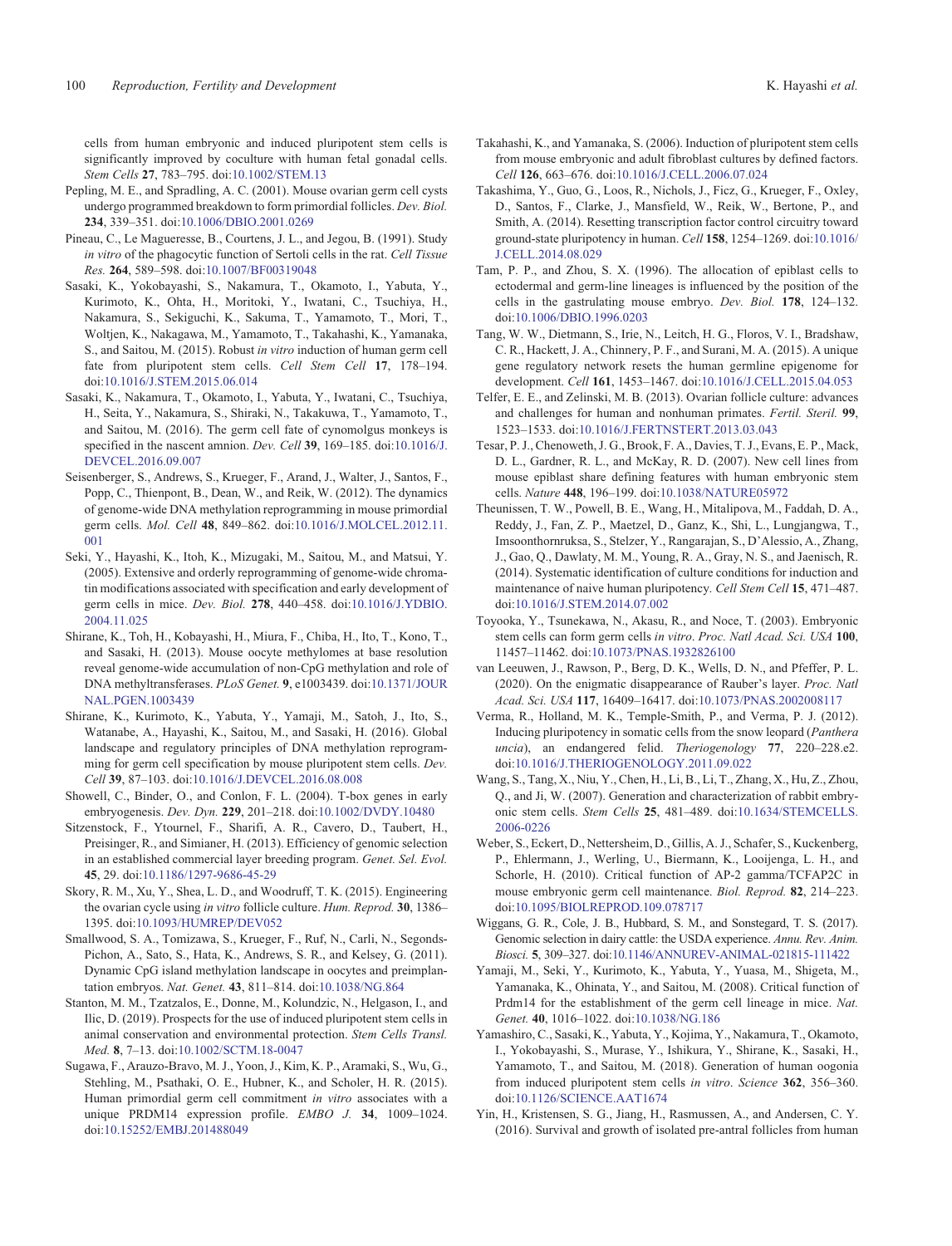cells from human embryonic and induced pluripotent stem cells is significantly improved by coculture with human fetal gonadal cells. *Stem Cells* **27**, 783–795. doi:10.1002/STEM.13

Pepling, M. E., and Spradling, A. C. (2001). Mouse ovarian germ cell cysts undergo programmed breakdown to form primordial follicles. *Dev. Biol.* **234**, 339–351. doi:10.1006/DBIO.2001.0269

Pineau, C., Le Magueresse, B., Courtens, J. L., and Jegou, B. (1991). Study *in vitro* of the phagocytic function of Sertoli cells in the rat. *Cell Tissue Res.* **264**, 589–598. doi:10.1007/BF00319048

Sasaki, K., Yokobayashi, S., Nakamura, T., Okamoto, I., Yabuta, Y., Kurimoto, K., Ohta, H., Moritoki, Y., Iwatani, C., Tsuchiya, H., Nakamura, S., Sekiguchi, K., Sakuma, T., Yamamoto, T., Mori, T., Woltjen, K., Nakagawa, M., Yamamoto, T., Takahashi, K., Yamanaka, S., and Saitou, M. (2015). Robust *in vitro* induction of human germ cell fate from pluripotent stem cells. *Cell Stem Cell* **17**, 178–194. doi:10.1016/J.STEM.2015.06.014

Sasaki, K., Nakamura, T., Okamoto, I., Yabuta, Y., Iwatani, C., Tsuchiya, H., Seita, Y., Nakamura, S., Shiraki, N., Takakuwa, T., Yamamoto, T., and Saitou, M. (2016). The germ cell fate of cynomolgus monkeys is specified in the nascent amnion. *Dev. Cell* **39**, 169–185. doi:10.1016/J.DEVCEL.2016.09.007

Seisenberger, S., Andrews, S., Krueger, F., Arand, J., Walter, J., Santos, F., Popp, C., Thienpont, B., Dean, W., and Reik, W. (2012). The dynamics of genome-wide DNA methylation reprogramming in mouse primordial germ cells. *Mol. Cell* **48**, 849–862. doi:10.1016/J.MOLCEL.2012.11.001

Seki, Y., Hayashi, K., Itoh, K., Mizugaki, M., Saitou, M., and Matsui, Y. (2005). Extensive and orderly reprogramming of genome-wide chromatin modifications associated with specification and early development of germ cells in mice. *Dev. Biol.* **278**, 440–458. doi:10.1016/J.YDBIO.2004.11.025

Shirane, K., Toh, H., Kobayashi, H., Miura, F., Chiba, H., Ito, T., Kono, T., and Sasaki, H. (2013). Mouse oocyte methylomes at base resolution reveal genome-wide accumulation of non-CpG methylation and role of DNA methyltransferases. *PLoS Genet.* **9**, e1003439. doi:10.1371/JOURNAL.PGEN.1003439

Shirane, K., Kurimoto, K., Yabuta, Y., Yamaji, M., Satoh, J., Ito, S., Watanabe, A., Hayashi, K., Saitou, M., and Sasaki, H. (2016). Global landscape and regulatory principles of DNA methylation reprogramming for germ cell specification by mouse pluripotent stem cells. *Dev. Cell* **39**, 87–103. doi:10.1016/J.DEVCEL.2016.08.008

Showell, C., Binder, O., and Conlon, F. L. (2004). T-box genes in early embryogenesis. *Dev. Dyn.* **229**, 201–218. doi:10.1002/DVDY.10480

Sitzenstock, F., Ytournel, F., Sharifi, A. R., Cavero, D., Taubert, H., Preisinger, R., and Simianer, H. (2013). Efficiency of genomic selection in an established commercial layer breeding program. *Genet. Sel. Evol.* **45**, 29. doi:10.1186/1297-9686-45-29

Skory, R. M., Xu, Y., Shea, L. D., and Woodruff, T. K. (2015). Engineering the ovarian cycle using *in vitro* follicle culture. *Hum. Reprod.* **30**, 1386–1395. doi:10.1093/HUMREP/DEV052

Smallwood, S. A., Tomizawa, S., Krueger, F., Ruf, N., Carli, N., Segonds-Pichon, A., Sato, S., Hata, K., Andrews, S. R., and Kelsey, G. (2011). Dynamic CpG island methylation landscape in oocytes and preimplantation embryos. *Nat. Genet.* **43**, 811–814. doi:10.1038/NG.864

Stanton, M. M., Tzatzalos, E., Donne, M., Kolundzic, N., Helgason, I., and Ilic, D. (2019). Prospects for the use of induced pluripotent stem cells in animal conservation and environmental protection. *Stem Cells Transl. Med.* **8**, 7–13. doi:10.1002/SCTM.18-0047

Sugawa, F., Arauzo-Bravo, M. J., Yoon, J., Kim, K. P., Aramaki, S., Wu, G., Stehling, M., Psathaki, O. E., Hubner, K., and Scholer, H. R. (2015). Human primordial germ cell commitment *in vitro* associates with a unique PRDM14 expression profile. *EMBO J.* **34**, 1009–1024. doi:10.15252/EMBJ.201488049

Takahashi, K., and Yamanaka, S. (2006). Induction of pluripotent stem cells from mouse embryonic and adult fibroblast cultures by defined factors. *Cell* **126**, 663–676. doi:10.1016/J.CELL.2006.07.024

Takashima, Y., Guo, G., Loos, R., Nichols, J., Ficz, G., Krueger, F., Oxley, D., Santos, F., Clarke, J., Mansfield, W., Reik, W., Bertone, P., and Smith, A. (2014). Resetting transcription factor control circuitry toward ground-state pluripotency in human. *Cell* **158**, 1254–1269. doi:10.1016/J.CELL.2014.08.029

Tam, P. P., and Zhou, S. X. (1996). The allocation of epiblast cells to ectodermal and germ-line lineages is influenced by the position of the cells in the gastrulating mouse embryo. *Dev. Biol.* **178**, 124–132. doi:10.1006/DBIO.1996.0203

Tang, W. W., Dietmann, S., Irie, N., Leitch, H. G., Floros, V. I., Bradshaw, C. R., Hackett, J. A., Chinnery, P. F., and Surani, M. A. (2015). A unique gene regulatory network resets the human germline epigenome for development. *Cell* **161**, 1453–1467. doi:10.1016/J.CELL.2015.04.053

Telfer, E. E., and Zelinski, M. B. (2013). Ovarian follicle culture: advances and challenges for human and nonhuman primates. *Fertil. Steril.* **99**, 1523–1533. doi:10.1016/J.FERTNSTERT.2013.03.043

Tesar, P. J., Chenoweth, J. G., Brook, F. A., Davies, T. J., Evans, E. P., Mack, D. L., Gardner, R. L., and McKay, R. D. (2007). New cell lines from mouse epiblast share defining features with human embryonic stem cells. *Nature* **448**, 196–199. doi:10.1038/NATURE05972

Theunissen, T. W., Powell, B. E., Wang, H., Mitalipova, M., Faddah, D. A., Reddy, J., Fan, Z. P., Maetzel, D., Ganz, K., Shi, L., Lungjangwa, T., Imsoonthornruksa, S., Stelzer, Y., Rangarajan, S., D'Alessio, A., Zhang, J., Gao, Q., Dawlaty, M. M., Young, R. A., Gray, N. S., and Jaenisch, R. (2014). Systematic identification of culture conditions for induction and maintenance of naive human pluripotency. *Cell Stem Cell* **15**, 471–487. doi:10.1016/J.STEM.2014.07.002

Toyooka, Y., Tsunekawa, N., Akasu, R., and Noce, T. (2003). Embryonic stem cells can form germ cells *in vitro*. *Proc. Natl Acad. Sci. USA* **100**, 11457–11462. doi:10.1073/PNAS.1932826100

van Leeuwen, J., Rawson, P., Berg, D. K., Wells, D. N., and Pfeffer, P. L. (2020). On the enigmatic disappearance of Rauber's layer. *Proc. Natl Acad. Sci. USA* **117**, 16409–16417. doi:10.1073/PNAS.2002008117

Verma, R., Holland, M. K., Temple-Smith, P., and Verma, P. J. (2012). Inducing pluripotency in somatic cells from the snow leopard (*Panthera uncia*), an endangered felid. *Theriogenology* **77**, 220–228.e2. doi:10.1016/J.THERIOGENOLOGY.2011.09.022

Wang, S., Tang, X., Niu, Y., Chen, H., Li, B., Li, T., Zhang, X., Hu, Z., Zhou, Q., and Ji, W. (2007). Generation and characterization of rabbit embryonic stem cells. *Stem Cells* **25**, 481–489. doi:10.1634/STEMCELLS.2006-0226

Weber, S., Eckert, D., Nettersheim, D., Gillis, A. J., Schafer, S., Kuckenberg, P., Ehlermann, J., Werling, U., Biermann, K., Looijenga, L. H., and Schorle, H. (2010). Critical function of AP-2 gamma/TCFAP2C in mouse embryonic germ cell maintenance. *Biol. Reprod.* **82**, 214–223. doi:10.1095/BIOLREPROD.109.078717

Wiggans, G. R., Cole, J. B., Hubbard, S. M., and Sonstegard, T. S. (2017). Genomic selection in dairy cattle: the USDA experience. *Annu. Rev. Anim. Biosci.* **5**, 309–327. doi:10.1146/ANNUREV-ANIMAL-021815-111422

Yamaji, M., Seki, Y., Kurimoto, K., Yabuta, Y., Yuasa, M., Shigeta, M., Yamanaka, K., Ohinata, Y., and Saitou, M. (2008). Critical function of Prdm14 for the establishment of the germ cell lineage in mice. *Nat. Genet.* **40**, 1016–1022. doi:10.1038/NG.186

Yamashiro, C., Sasaki, K., Yabuta, Y., Kojima, Y., Nakamura, T., Okamoto, I., Yokobayashi, S., Murase, Y., Ishikura, Y., Shirane, K., Sasaki, H., Yamamoto, T., and Saitou, M. (2018). Generation of human oogonia from induced pluripotent stem cells *in vitro*. *Science* **362**, 356–360. doi:10.1126/SCIENCE.AAT1674

Yin, H., Kristensen, S. G., Jiang, H., Rasmussen, A., and Andersen, C. Y. (2016). Survival and growth of isolated pre-antral follicles from human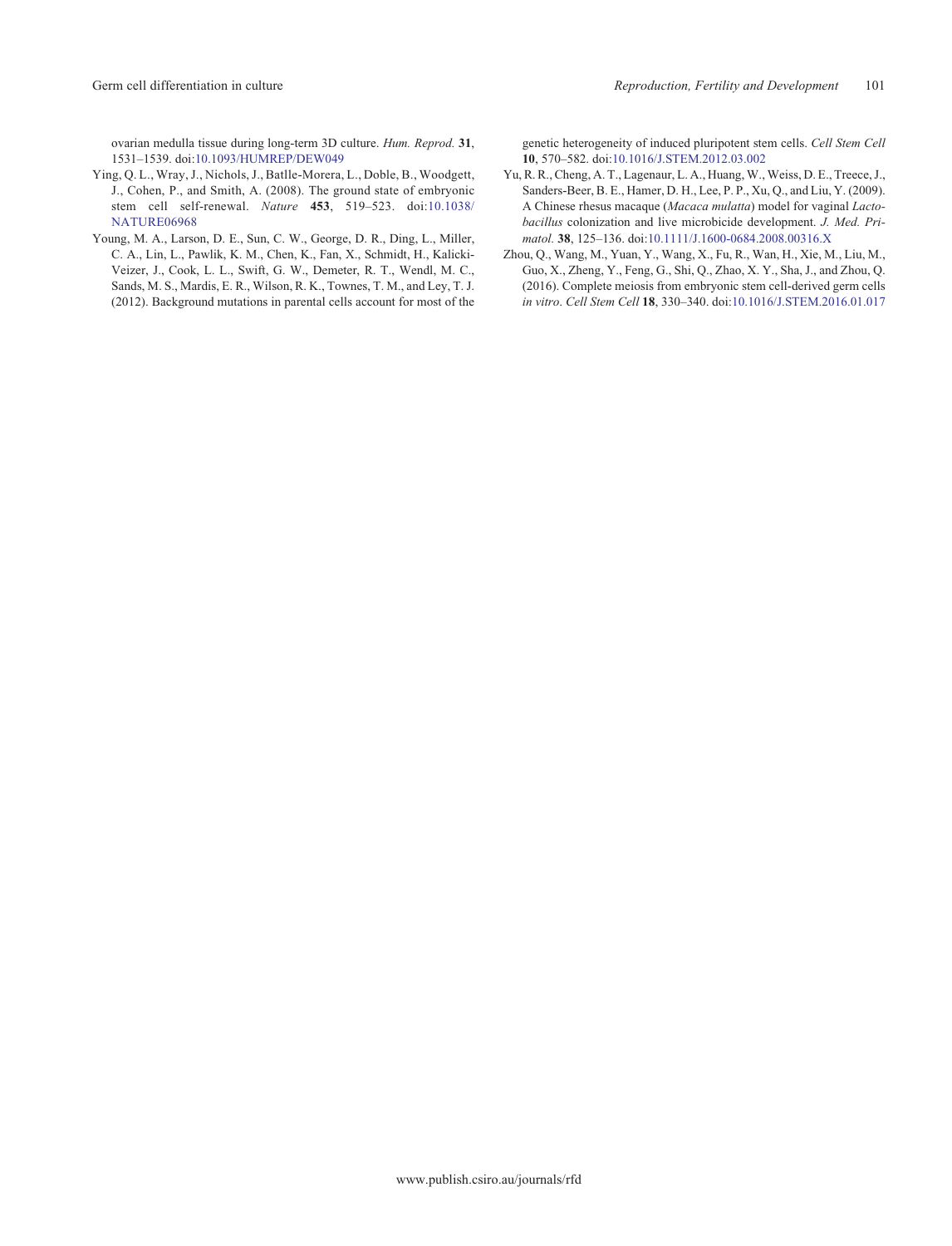ovarian medulla tissue during long-term 3D culture. *Hum. Reprod.* **31**, 1531–1539. doi:10.1093/HUMREP/DEW049

Ying, Q. L., Wray, J., Nichols, J., Batlle-Morera, L., Doble, B., Woodgett, J., Cohen, P., and Smith, A. (2008). The ground state of embryonic stem cell self-renewal. *Nature* **453**, 519–523. doi:10.1038/NATURE06968

Young, M. A., Larson, D. E., Sun, C. W., George, D. R., Ding, L., Miller, C. A., Lin, L., Pawlik, K. M., Chen, K., Fan, X., Schmidt, H., Kalicki-Veizer, J., Cook, L. L., Swift, G. W., Demeter, R. T., Wendl, M. C., Sands, M. S., Mardis, E. R., Wilson, R. K., Townes, T. M., and Ley, T. J. (2012). Background mutations in parental cells account for most of the genetic heterogeneity of induced pluripotent stem cells. *Cell Stem Cell* **10**, 570–582. doi:10.1016/J.STEM.2012.03.002

Yu, R. R., Cheng, A. T., Lagenaur, L. A., Huang, W., Weiss, D. E., Treece, J., Sanders-Beer, B. E., Hamer, D. H., Lee, P. P., Xu, Q., and Liu, Y. (2009). A Chinese rhesus macaque (*Macaca mulatta*) model for vaginal *Lactobacillus* colonization and live microbicide development. *J. Med. Primatol.* **38**, 125–136. doi:10.1111/J.1600-0684.2008.00316.X

Zhou, Q., Wang, M., Yuan, Y., Wang, X., Fu, R., Wan, H., Xie, M., Liu, M., Guo, X., Zheng, Y., Feng, G., Shi, Q., Zhao, X. Y., Sha, J., and Zhou, Q. (2016). Complete meiosis from embryonic stem cell-derived germ cells *in vitro*. *Cell Stem Cell* **18**, 330–340. doi:10.1016/J.STEM.2016.01.017